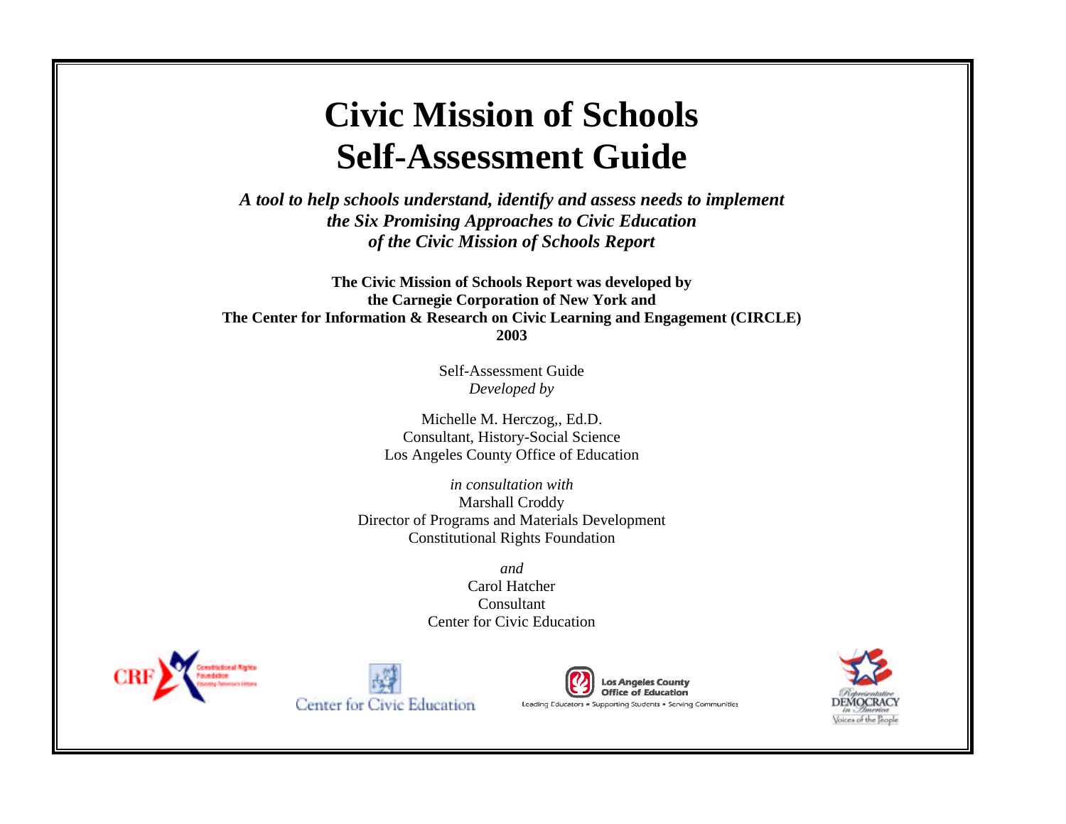# Civic Mission of Schools Self-Assessment Guide

***A tool to help schools understand, identify and assess needs to implement the Six Promising Approaches to Civic Education of the Civic Mission of Schools Report***

**The Civic Mission of Schools Report was developed by the Carnegie Corporation of New York and The Center for Information & Research on Civic Learning and Engagement (CIRCLE) 2003**

Self-Assessment Guide
*Developed by*

Michelle M. Herczog,, Ed.D.
Consultant, History-Social Science
Los Angeles County Office of Education

*in consultation with*
Marshall Croddy
Director of Programs and Materials Development
Constitutional Rights Foundation

*and*
Carol Hatcher
Consultant
Center for Civic Education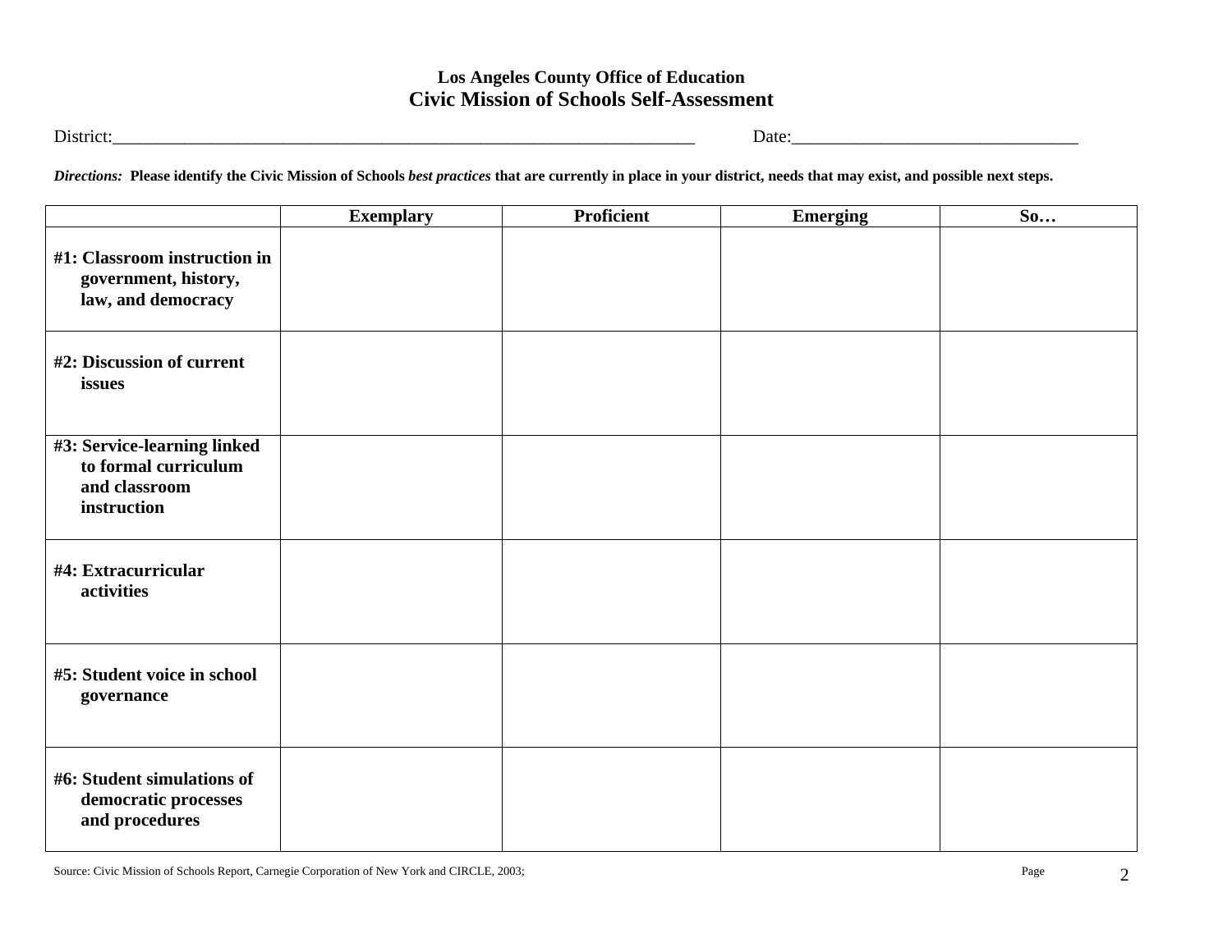**Los Angeles County Office of Education**

## Civic Mission of Schools Self-Assessment

District:_____________________________________________________________________ Date:________________________________

***Directions:*** **Please identify the Civic Mission of Schools *best practices* that are currently in place in your district, needs that may exist, and possible next steps.**

| | Exemplary | Proficient | Emerging | So… |
|---|---|---|---|---|
| **#1: Classroom instruction in government, history, law, and democracy** | | | | |
| **#2: Discussion of current issues** | | | | |
| **#3: Service-learning linked to formal curriculum and classroom instruction** | | | | |
| **#4: Extracurricular activities** | | | | |
| **#5: Student voice in school governance** | | | | |
| **#6: Student simulations of democratic processes and procedures** | | | | |

Source: Civic Mission of Schools Report, Carnegie Corporation of New York and CIRCLE, 2003;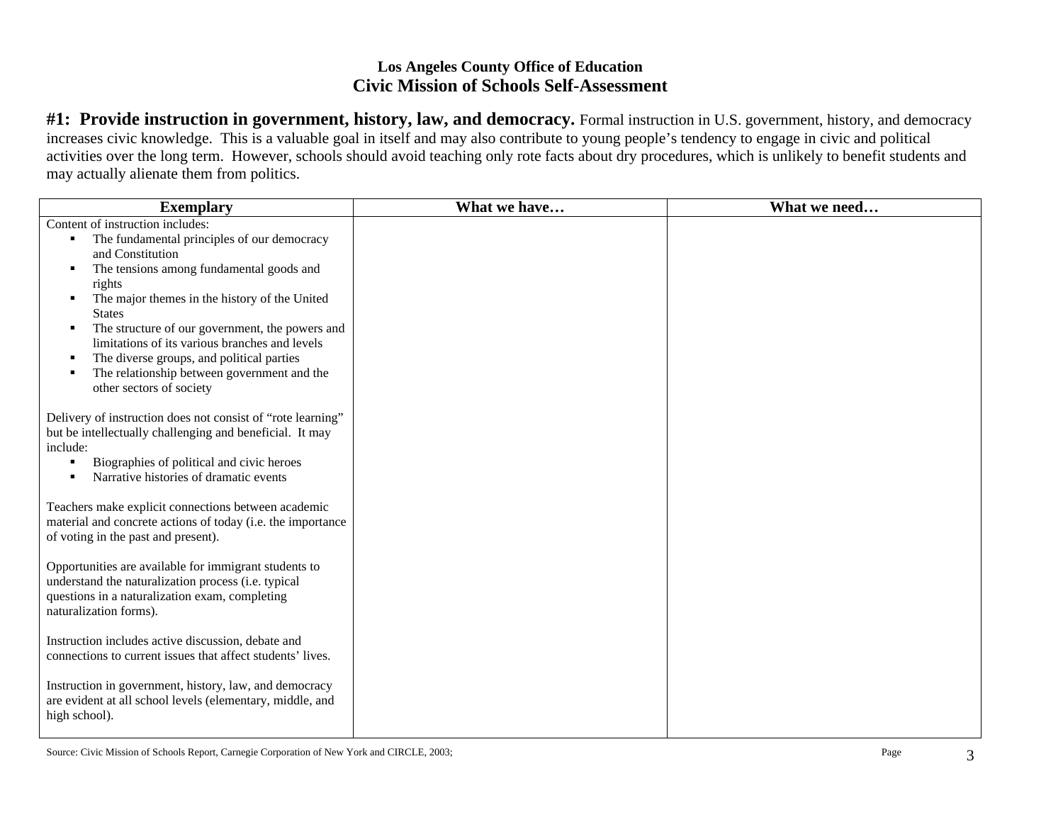**Los Angeles County Office of Education**

## Civic Mission of Schools Self-Assessment

**#1: Provide instruction in government, history, law, and democracy.** Formal instruction in U.S. government, history, and democracy increases civic knowledge. This is a valuable goal in itself and may also contribute to young people's tendency to engage in civic and political activities over the long term. However, schools should avoid teaching only rote facts about dry procedures, which is unlikely to benefit students and may actually alienate them from politics.

| Exemplary | What we have… | What we need… |
|---|---|---|
| Content of instruction includes:<br>▪ The fundamental principles of our democracy and Constitution<br>▪ The tensions among fundamental goods and rights<br>▪ The major themes in the history of the United States<br>▪ The structure of our government, the powers and limitations of its various branches and levels<br>▪ The diverse groups, and political parties<br>▪ The relationship between government and the other sectors of society<br><br>Delivery of instruction does not consist of "rote learning" but be intellectually challenging and beneficial. It may include:<br>▪ Biographies of political and civic heroes<br>▪ Narrative histories of dramatic events<br><br>Teachers make explicit connections between academic material and concrete actions of today (i.e. the importance of voting in the past and present).<br><br>Opportunities are available for immigrant students to understand the naturalization process (i.e. typical questions in a naturalization exam, completing naturalization forms).<br><br>Instruction includes active discussion, debate and connections to current issues that affect students' lives.<br><br>Instruction in government, history, law, and democracy are evident at all school levels (elementary, middle, and high school). | | |

Source: Civic Mission of Schools Report, Carnegie Corporation of New York and CIRCLE, 2003;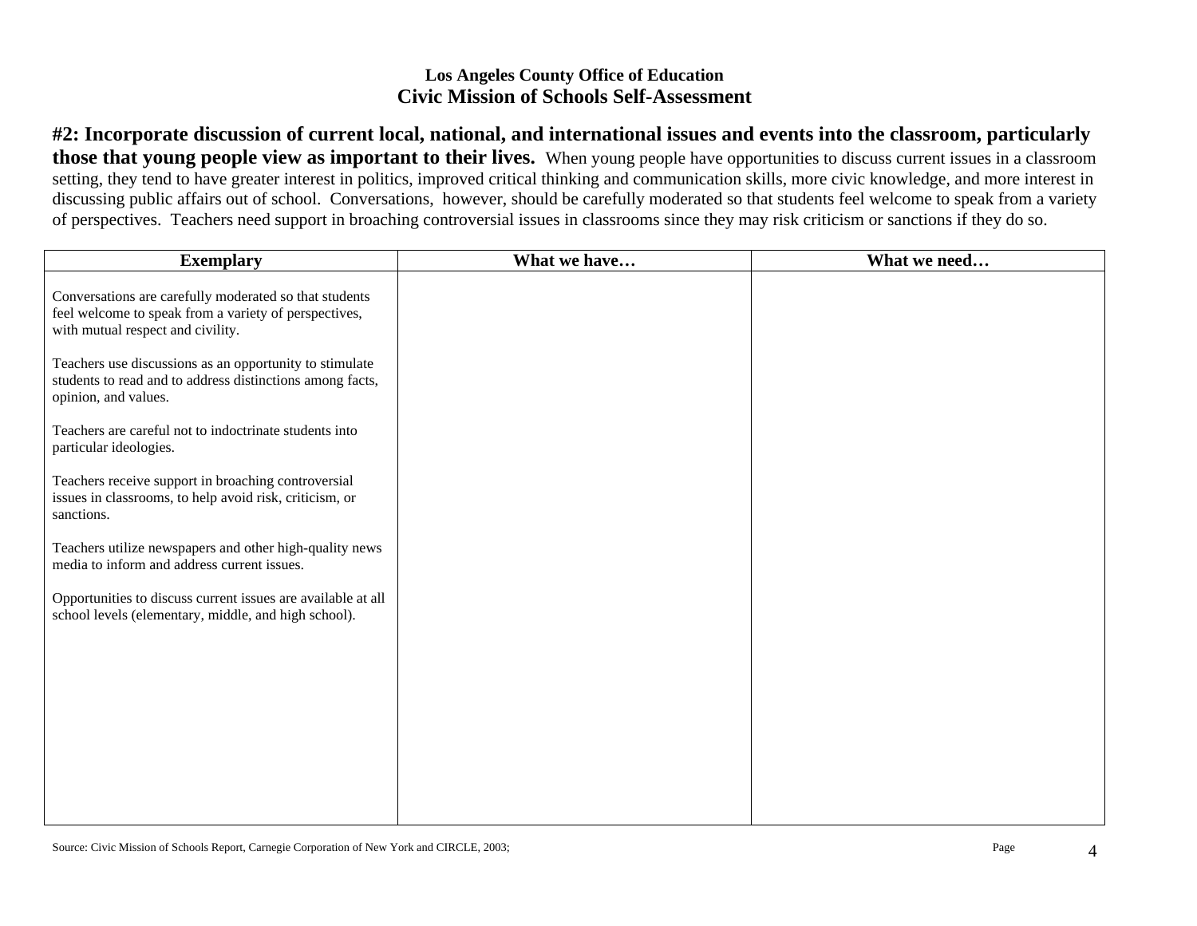**Los Angeles County Office of Education**
## Civic Mission of Schools Self-Assessment

**#2: Incorporate discussion of current local, national, and international issues and events into the classroom, particularly those that young people view as important to their lives.** When young people have opportunities to discuss current issues in a classroom setting, they tend to have greater interest in politics, improved critical thinking and communication skills, more civic knowledge, and more interest in discussing public affairs out of school. Conversations, however, should be carefully moderated so that students feel welcome to speak from a variety of perspectives. Teachers need support in broaching controversial issues in classrooms since they may risk criticism or sanctions if they do so.

| Exemplary | What we have… | What we need… |
| --- | --- | --- |
| Conversations are carefully moderated so that students feel welcome to speak from a variety of perspectives, with mutual respect and civility.<br><br>Teachers use discussions as an opportunity to stimulate students to read and to address distinctions among facts, opinion, and values.<br><br>Teachers are careful not to indoctrinate students into particular ideologies.<br><br>Teachers receive support in broaching controversial issues in classrooms, to help avoid risk, criticism, or sanctions.<br><br>Teachers utilize newspapers and other high-quality news media to inform and address current issues.<br><br>Opportunities to discuss current issues are available at all school levels (elementary, middle, and high school). | | |

Source: Civic Mission of Schools Report, Carnegie Corporation of New York and CIRCLE, 2003;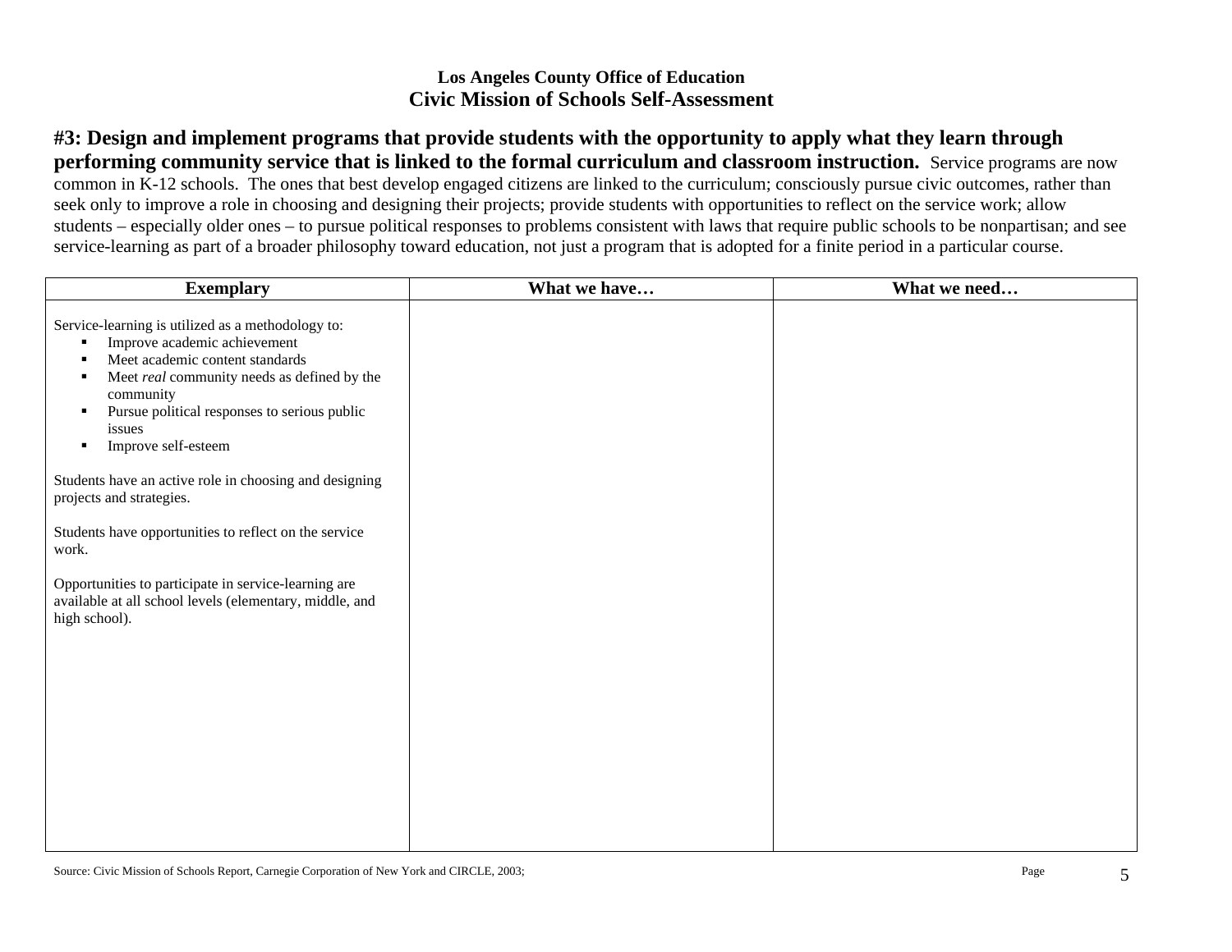**Los Angeles County Office of Education**
**Civic Mission of Schools Self-Assessment**

**#3: Design and implement programs that provide students with the opportunity to apply what they learn through performing community service that is linked to the formal curriculum and classroom instruction.** Service programs are now common in K-12 schools. The ones that best develop engaged citizens are linked to the curriculum; consciously pursue civic outcomes, rather than seek only to improve a role in choosing and designing their projects; provide students with opportunities to reflect on the service work; allow students – especially older ones – to pursue political responses to problems consistent with laws that require public schools to be nonpartisan; and see service-learning as part of a broader philosophy toward education, not just a program that is adopted for a finite period in a particular course.

| Exemplary | What we have… | What we need… |
|---|---|---|
| Service-learning is utilized as a methodology to:<br>▪ Improve academic achievement<br>▪ Meet academic content standards<br>▪ Meet *real* community needs as defined by the community<br>▪ Pursue political responses to serious public issues<br>▪ Improve self-esteem<br><br>Students have an active role in choosing and designing projects and strategies.<br><br>Students have opportunities to reflect on the service work.<br><br>Opportunities to participate in service-learning are available at all school levels (elementary, middle, and high school). | | |

Source: Civic Mission of Schools Report, Carnegie Corporation of New York and CIRCLE, 2003;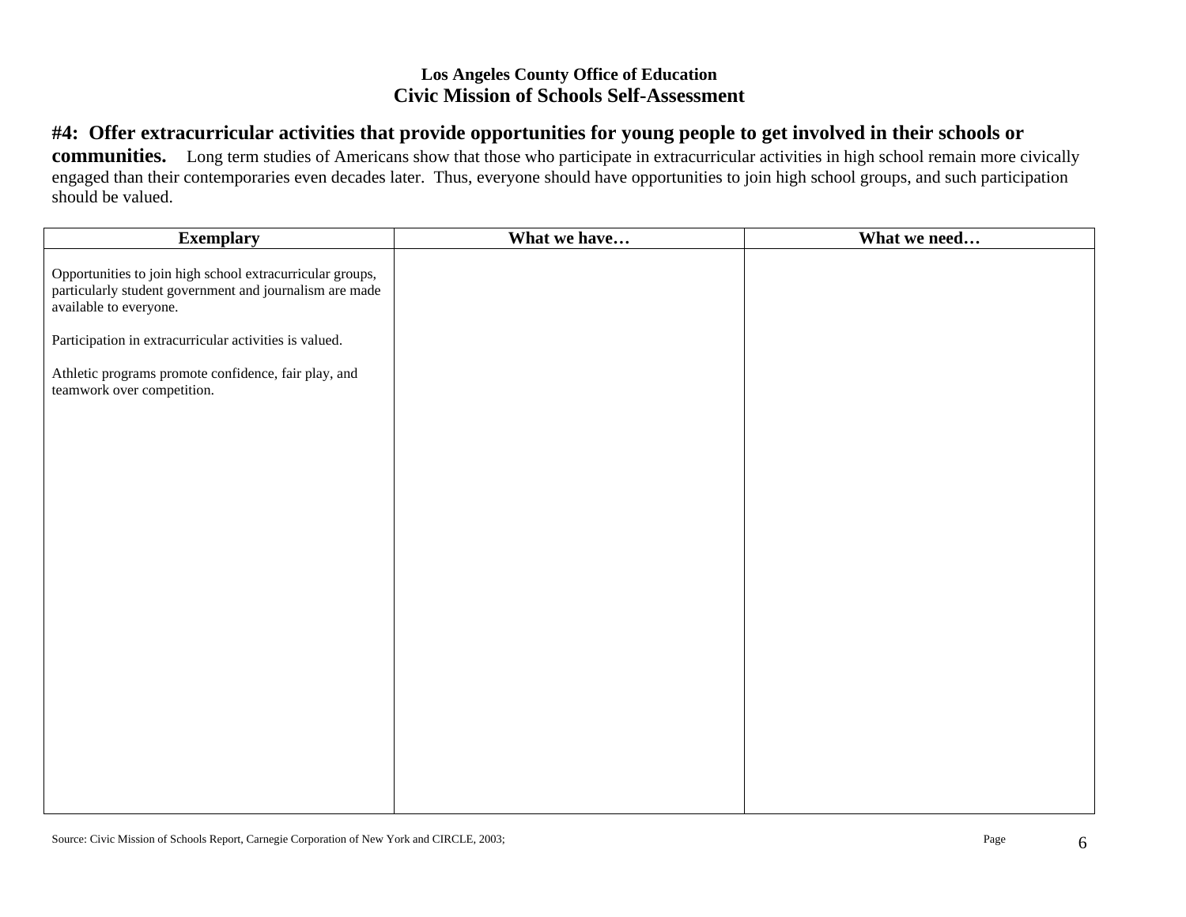**Los Angeles County Office of Education**
**Civic Mission of Schools Self-Assessment**

**#4: Offer extracurricular activities that provide opportunities for young people to get involved in their schools or communities.** Long term studies of Americans show that those who participate in extracurricular activities in high school remain more civically engaged than their contemporaries even decades later. Thus, everyone should have opportunities to join high school groups, and such participation should be valued.

| Exemplary | What we have… | What we need… |
|---|---|---|
| Opportunities to join high school extracurricular groups, particularly student government and journalism are made available to everyone.<br><br>Participation in extracurricular activities is valued.<br><br>Athletic programs promote confidence, fair play, and teamwork over competition. | | |

Source: Civic Mission of Schools Report, Carnegie Corporation of New York and CIRCLE, 2003;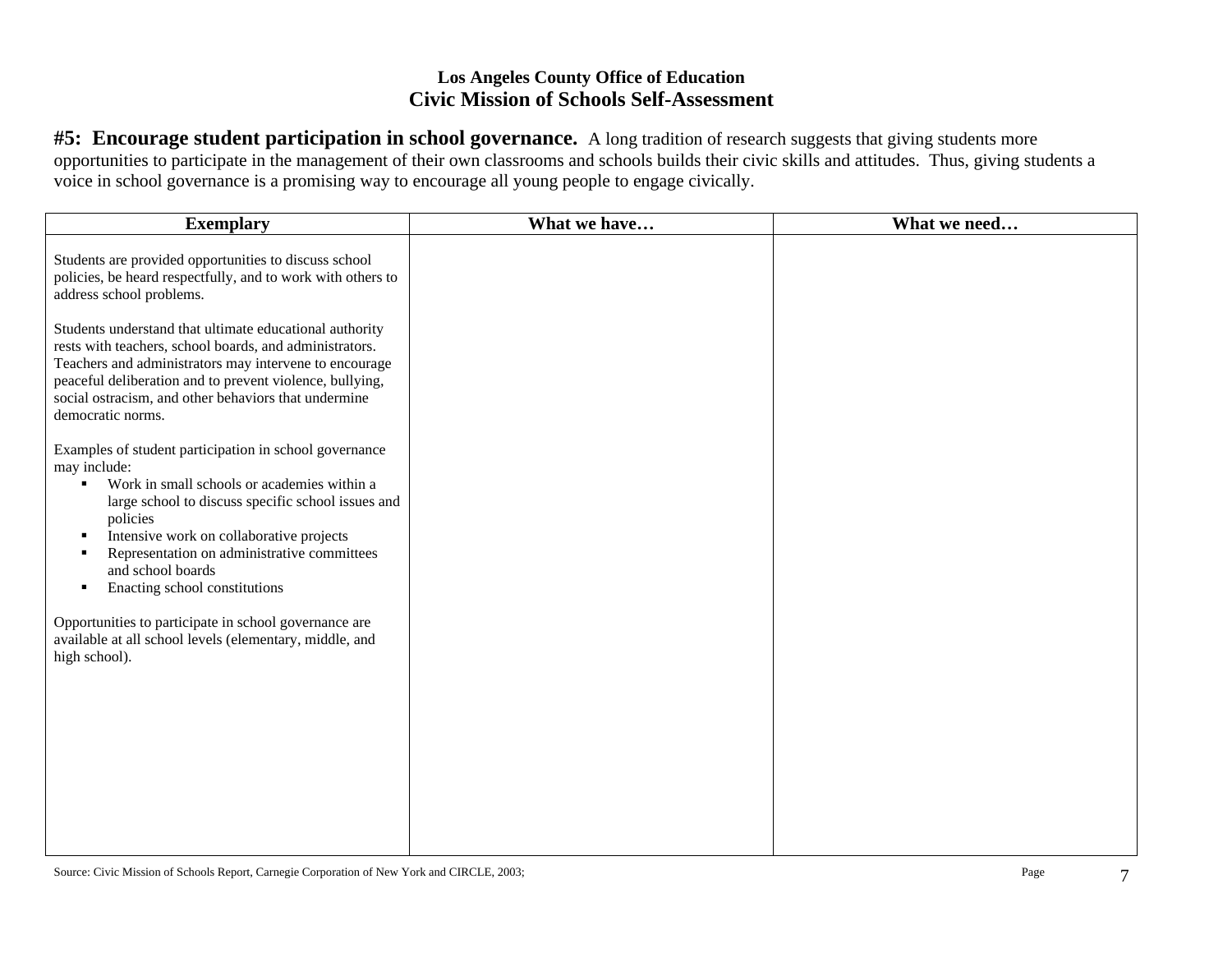**Los Angeles County Office of Education**
**Civic Mission of Schools Self-Assessment**

**#5: Encourage student participation in school governance.** A long tradition of research suggests that giving students more opportunities to participate in the management of their own classrooms and schools builds their civic skills and attitudes. Thus, giving students a voice in school governance is a promising way to encourage all young people to engage civically.

| Exemplary | What we have… | What we need… |
|---|---|---|
| Students are provided opportunities to discuss school policies, be heard respectfully, and to work with others to address school problems.<br><br>Students understand that ultimate educational authority rests with teachers, school boards, and administrators. Teachers and administrators may intervene to encourage peaceful deliberation and to prevent violence, bullying, social ostracism, and other behaviors that undermine democratic norms.<br><br>Examples of student participation in school governance may include:<br>▪ Work in small schools or academies within a large school to discuss specific school issues and policies<br>▪ Intensive work on collaborative projects<br>▪ Representation on administrative committees and school boards<br>▪ Enacting school constitutions<br><br>Opportunities to participate in school governance are available at all school levels (elementary, middle, and high school). | | |

Source: Civic Mission of Schools Report, Carnegie Corporation of New York and CIRCLE, 2003;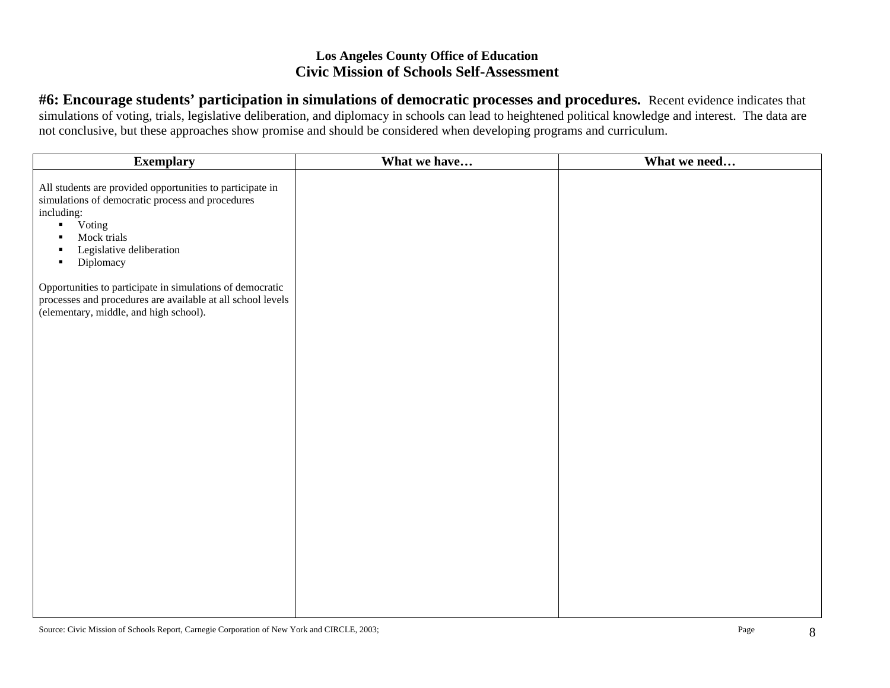**Los Angeles County Office of Education**
**Civic Mission of Schools Self-Assessment**

**#6: Encourage students' participation in simulations of democratic processes and procedures.** Recent evidence indicates that simulations of voting, trials, legislative deliberation, and diplomacy in schools can lead to heightened political knowledge and interest. The data are not conclusive, but these approaches show promise and should be considered when developing programs and curriculum.

| Exemplary | What we have… | What we need… |
|---|---|---|
| All students are provided opportunities to participate in simulations of democratic process and procedures including:<br>▪ Voting<br>▪ Mock trials<br>▪ Legislative deliberation<br>▪ Diplomacy<br><br>Opportunities to participate in simulations of democratic processes and procedures are available at all school levels (elementary, middle, and high school). | | |

Source: Civic Mission of Schools Report, Carnegie Corporation of New York and CIRCLE, 2003;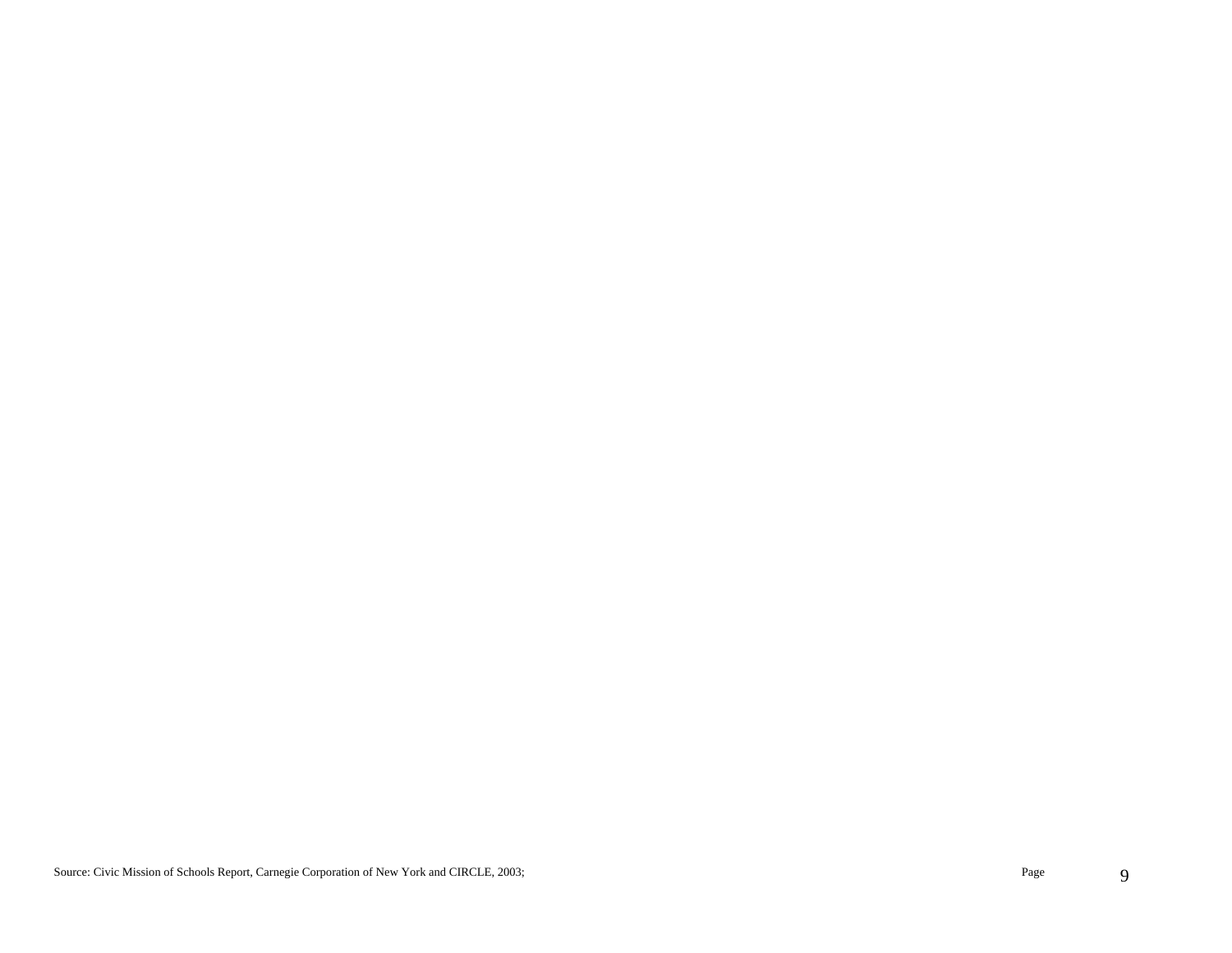Source: Civic Mission of Schools Report, Carnegie Corporation of New York and CIRCLE, 2003;